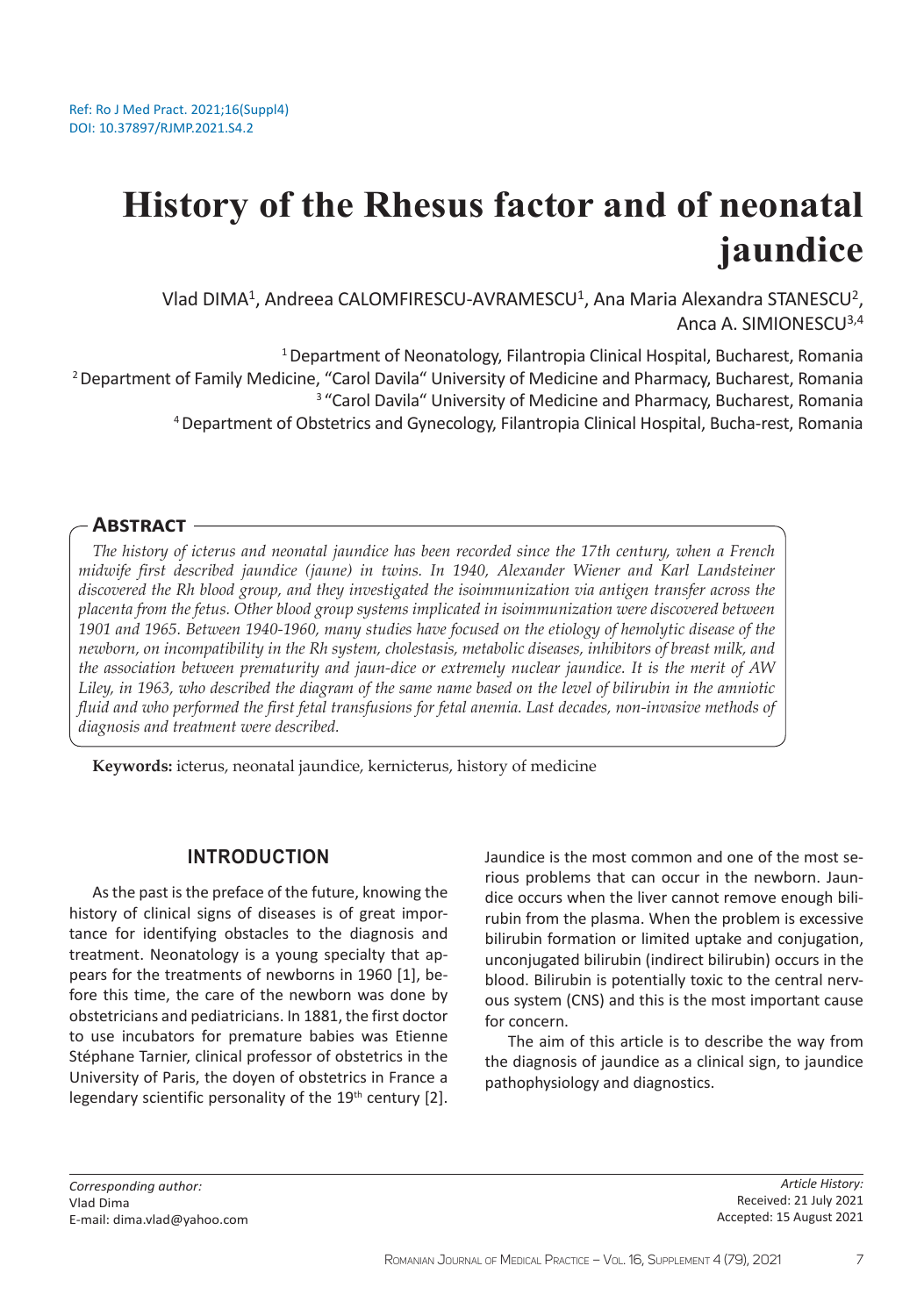Ref: Ro J Med Pract. 2021;16(Suppl4)
DOI: 10.37897/RJMP.2021.S4.2

# History of the Rhesus factor and of neonatal jaundice

Vlad DIMA[1], Andreea CALOMFIRESCU-AVRAMESCU[1], Ana Maria Alexandra STANESCU[2], Anca A. SIMIONESCU[3,4]

[1] Department of Neonatology, Filantropia Clinical Hospital, Bucharest, Romania
[2] Department of Family Medicine, "Carol Davila" University of Medicine and Pharmacy, Bucharest, Romania
[3] "Carol Davila" University of Medicine and Pharmacy, Bucharest, Romania
[4] Department of Obstetrics and Gynecology, Filantropia Clinical Hospital, Bucha-rest, Romania

## Abstract

*The history of icterus and neonatal jaundice has been recorded since the 17th century, when a French midwife first described jaundice (jaune) in twins. In 1940, Alexander Wiener and Karl Landsteiner discovered the Rh blood group, and they investigated the isoimmunization via antigen transfer across the placenta from the fetus. Other blood group systems implicated in isoimmunization were discovered between 1901 and 1965. Between 1940-1960, many studies have focused on the etiology of hemolytic disease of the newborn, on incompatibility in the Rh system, cholestasis, metabolic diseases, inhibitors of breast milk, and the association between prematurity and jaun-dice or extremely nuclear jaundice. It is the merit of AW Liley, in 1963, who described the diagram of the same name based on the level of bilirubin in the amniotic fluid and who performed the first fetal transfusions for fetal anemia. Last decades, non-invasive methods of diagnosis and treatment were described.*

**Keywords:** icterus, neonatal jaundice, kernicterus, history of medicine

## INTRODUCTION

As the past is the preface of the future, knowing the history of clinical signs of diseases is of great importance for identifying obstacles to the diagnosis and treatment. Neonatology is a young specialty that appears for the treatments of newborns in 1960 [1], before this time, the care of the newborn was done by obstetricians and pediatricians. In 1881, the first doctor to use incubators for premature babies was Etienne Stéphane Tarnier, clinical professor of obstetrics in the University of Paris, the doyen of obstetrics in France a legendary scientific personality of the 19th century [2]. Jaundice is the most common and one of the most serious problems that can occur in the newborn. Jaundice occurs when the liver cannot remove enough bilirubin from the plasma. When the problem is excessive bilirubin formation or limited uptake and conjugation, unconjugated bilirubin (indirect bilirubin) occurs in the blood. Bilirubin is potentially toxic to the central nervous system (CNS) and this is the most important cause for concern.

The aim of this article is to describe the way from the diagnosis of jaundice as a clinical sign, to jaundice pathophysiology and diagnostics.

*Corresponding author:*
Vlad Dima
E-mail: dima.vlad@yahoo.com

*Article History:*
Received: 21 July 2021
Accepted: 15 August 2021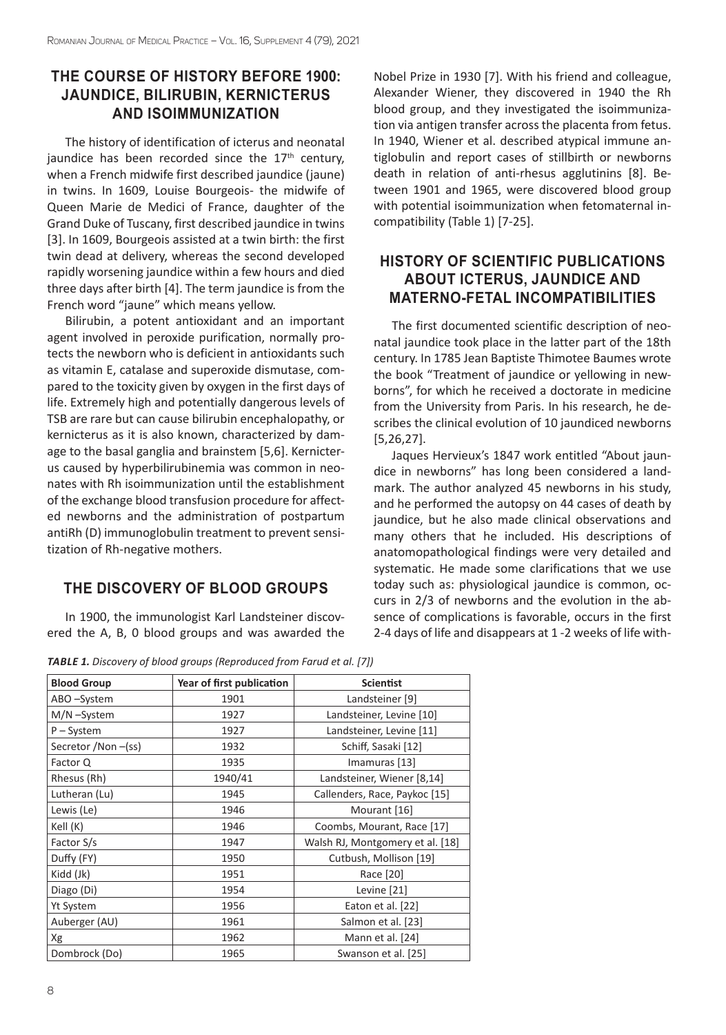## THE COURSE OF HISTORY BEFORE 1900: JAUNDICE, BILIRUBIN, KERNICTERUS AND ISOIMMUNIZATION

The history of identification of icterus and neonatal jaundice has been recorded since the 17th century, when a French midwife first described jaundice (jaune) in twins. In 1609, Louise Bourgeois- the midwife of Queen Marie de Medici of France, daughter of the Grand Duke of Tuscany, first described jaundice in twins [3]. In 1609, Bourgeois assisted at a twin birth: the first twin dead at delivery, whereas the second developed rapidly worsening jaundice within a few hours and died three days after birth [4]. The term jaundice is from the French word "jaune" which means yellow.

Bilirubin, a potent antioxidant and an important agent involved in peroxide purification, normally protects the newborn who is deficient in antioxidants such as vitamin E, catalase and superoxide dismutase, compared to the toxicity given by oxygen in the first days of life. Extremely high and potentially dangerous levels of TSB are rare but can cause bilirubin encephalopathy, or kernicterus as it is also known, characterized by damage to the basal ganglia and brainstem [5,6]. Kernicterus caused by hyperbilirubinemia was common in neonates with Rh isoimmunization until the establishment of the exchange blood transfusion procedure for affected newborns and the administration of postpartum antiRh (D) immunoglobulin treatment to prevent sensitization of Rh-negative mothers.

## THE DISCOVERY OF BLOOD GROUPS

In 1900, the immunologist Karl Landsteiner discovered the A, B, 0 blood groups and was awarded the Nobel Prize in 1930 [7]. With his friend and colleague, Alexander Wiener, they discovered in 1940 the Rh blood group, and they investigated the isoimmunization via antigen transfer across the placenta from fetus. In 1940, Wiener et al. described atypical immune antiglobulin and report cases of stillbirth or newborns death in relation of anti-rhesus agglutinins [8]. Between 1901 and 1965, were discovered blood group with potential isoimmunization when fetomaternal incompatibility (Table 1) [7-25].

***TABLE 1.*** *Discovery of blood groups (Reproduced from Farud et al. [7])*

| Blood Group | Year of first publication | Scientist |
|---|---|---|
| ABO –System | 1901 | Landsteiner [9] |
| M/N –System | 1927 | Landsteiner, Levine [10] |
| P – System | 1927 | Landsteiner, Levine [11] |
| Secretor /Non –(ss) | 1932 | Schiff, Sasaki [12] |
| Factor Q | 1935 | Imamuras [13] |
| Rhesus (Rh) | 1940/41 | Landsteiner, Wiener [8,14] |
| Lutheran (Lu) | 1945 | Callenders, Race, Paykoc [15] |
| Lewis (Le) | 1946 | Mourant [16] |
| Kell (K) | 1946 | Coombs, Mourant, Race [17] |
| Factor S/s | 1947 | Walsh RJ, Montgomery et al. [18] |
| Duffy (FY) | 1950 | Cutbush, Mollison [19] |
| Kidd (Jk) | 1951 | Race [20] |
| Diago (Di) | 1954 | Levine [21] |
| Yt System | 1956 | Eaton et al. [22] |
| Auberger (AU) | 1961 | Salmon et al. [23] |
| Xg | 1962 | Mann et al. [24] |
| Dombrock (Do) | 1965 | Swanson et al. [25] |

## HISTORY OF SCIENTIFIC PUBLICATIONS ABOUT ICTERUS, JAUNDICE AND MATERNO-FETAL INCOMPATIBILITIES

The first documented scientific description of neonatal jaundice took place in the latter part of the 18th century. In 1785 Jean Baptiste Thimotee Baumes wrote the book "Treatment of jaundice or yellowing in newborns", for which he received a doctorate in medicine from the University from Paris. In his research, he describes the clinical evolution of 10 jaundiced newborns [5,26,27].

Jaques Hervieux's 1847 work entitled "About jaundice in newborns" has long been considered a landmark. The author analyzed 45 newborns in his study, and he performed the autopsy on 44 cases of death by jaundice, but he also made clinical observations and many others that he included. His descriptions of anatomopathological findings were very detailed and systematic. He made some clarifications that we use today such as: physiological jaundice is common, occurs in 2/3 of newborns and the evolution in the absence of complications is favorable, occurs in the first 2-4 days of life and disappears at 1 -2 weeks of life with-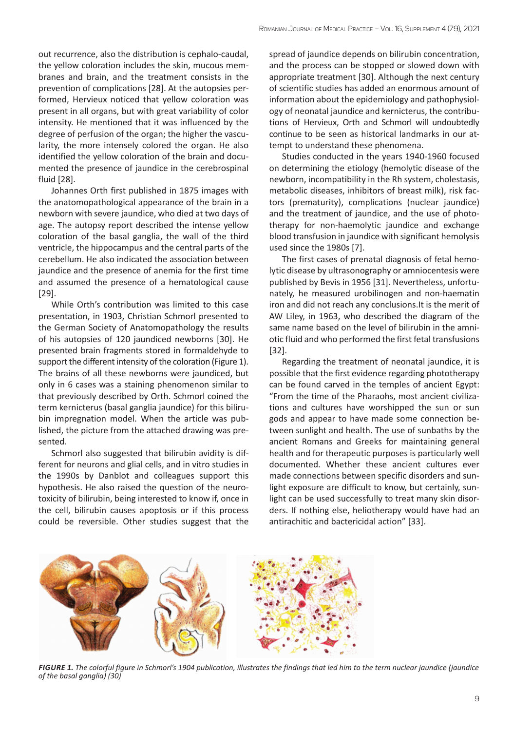out recurrence, also the distribution is cephalo-caudal, the yellow coloration includes the skin, mucous membranes and brain, and the treatment consists in the prevention of complications [28]. At the autopsies performed, Hervieux noticed that yellow coloration was present in all organs, but with great variability of color intensity. He mentioned that it was influenced by the degree of perfusion of the organ; the higher the vascularity, the more intensely colored the organ. He also identified the yellow coloration of the brain and documented the presence of jaundice in the cerebrospinal fluid [28].

Johannes Orth first published in 1875 images with the anatomopathological appearance of the brain in a newborn with severe jaundice, who died at two days of age. The autopsy report described the intense yellow coloration of the basal ganglia, the wall of the third ventricle, the hippocampus and the central parts of the cerebellum. He also indicated the association between jaundice and the presence of anemia for the first time and assumed the presence of a hematological cause [29].

While Orth's contribution was limited to this case presentation, in 1903, Christian Schmorl presented to the German Society of Anatomopathology the results of his autopsies of 120 jaundiced newborns [30]. He presented brain fragments stored in formaldehyde to support the different intensity of the coloration (Figure 1). The brains of all these newborns were jaundiced, but only in 6 cases was a staining phenomenon similar to that previously described by Orth. Schmorl coined the term kernicterus (basal ganglia jaundice) for this bilirubin impregnation model. When the article was published, the picture from the attached drawing was presented.

Schmorl also suggested that bilirubin avidity is different for neurons and glial cells, and in vitro studies in the 1990s by Danblot and colleagues support this hypothesis. He also raised the question of the neurotoxicity of bilirubin, being interested to know if, once in the cell, bilirubin causes apoptosis or if this process could be reversible. Other studies suggest that the spread of jaundice depends on bilirubin concentration, and the process can be stopped or slowed down with appropriate treatment [30]. Although the next century of scientific studies has added an enormous amount of information about the epidemiology and pathophysiology of neonatal jaundice and kernicterus, the contributions of Hervieux, Orth and Schmorl will undoubtedly continue to be seen as historical landmarks in our attempt to understand these phenomena.

Studies conducted in the years 1940-1960 focused on determining the etiology (hemolytic disease of the newborn, incompatibility in the Rh system, cholestasis, metabolic diseases, inhibitors of breast milk), risk factors (prematurity), complications (nuclear jaundice) and the treatment of jaundice, and the use of phototherapy for non-haemolytic jaundice and exchange blood transfusion in jaundice with significant hemolysis used since the 1980s [7].

The first cases of prenatal diagnosis of fetal hemolytic disease by ultrasonography or amniocentesis were published by Bevis in 1956 [31]. Nevertheless, unfortunately, he measured urobilinogen and non-haematin iron and did not reach any conclusions.It is the merit of AW Liley, in 1963, who described the diagram of the same name based on the level of bilirubin in the amniotic fluid and who performed the first fetal transfusions [32].

Regarding the treatment of neonatal jaundice, it is possible that the first evidence regarding phototherapy can be found carved in the temples of ancient Egypt: "From the time of the Pharaohs, most ancient civilizations and cultures have worshipped the sun or sun gods and appear to have made some connection between sunlight and health. The use of sunbaths by the ancient Romans and Greeks for maintaining general health and for therapeutic purposes is particularly well documented. Whether these ancient cultures ever made connections between specific disorders and sunlight exposure are difficult to know, but certainly, sunlight can be used successfully to treat many skin disorders. If nothing else, heliotherapy would have had an antirachitic and bactericidal action" [33].

***FIGURE 1.*** *The colorful figure in Schmorl's 1904 publication, illustrates the findings that led him to the term nuclear jaundice (jaundice of the basal ganglia) (30)*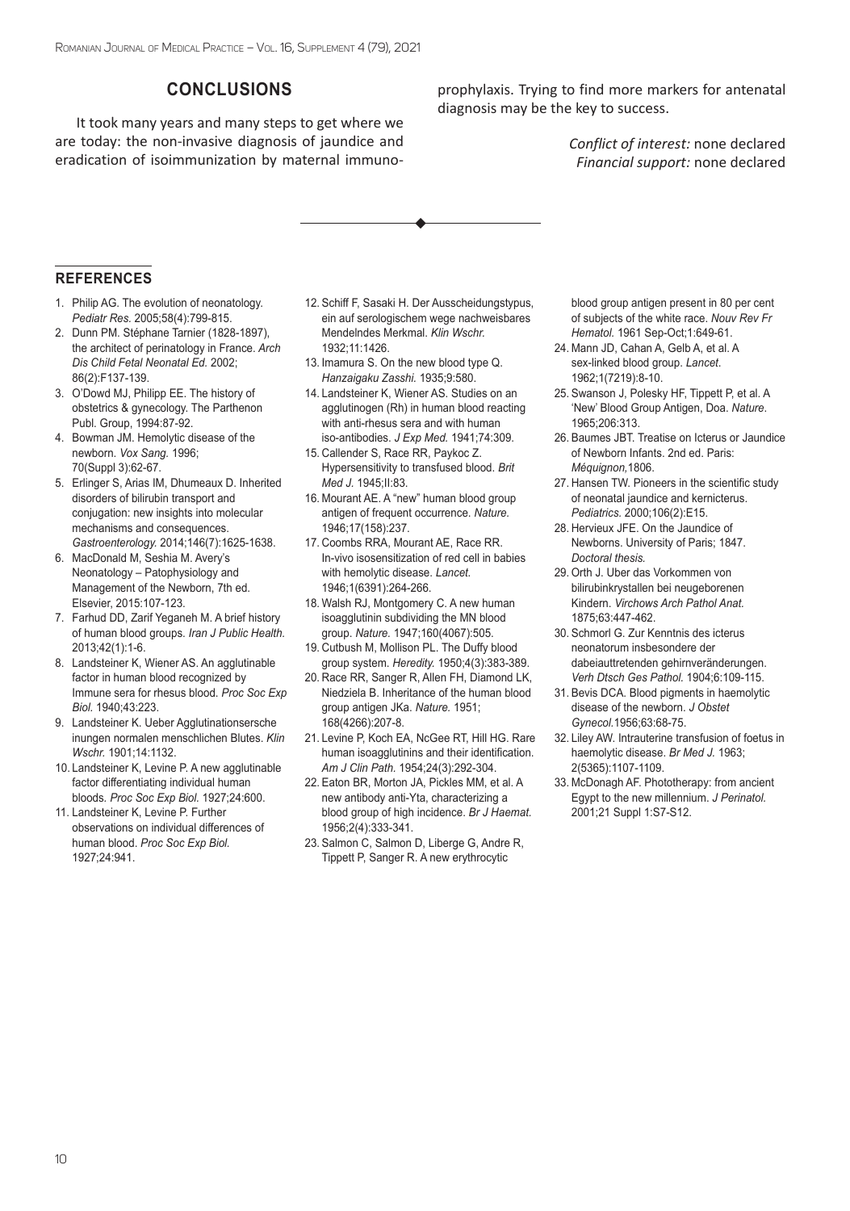## CONCLUSIONS

It took many years and many steps to get where we are today: the non-invasive diagnosis of jaundice and eradication of isoimmunization by maternal immunoprophylaxis. Trying to find more markers for antenatal diagnosis may be the key to success.

*Conflict of interest:* none declared
*Financial support:* none declared

## REFERENCES

1. Philip AG. The evolution of neonatology. *Pediatr Res.* 2005;58(4):799-815.
2. Dunn PM. Stéphane Tarnier (1828-1897), the architect of perinatology in France. *Arch Dis Child Fetal Neonatal Ed.* 2002; 86(2):F137-139.
3. O'Dowd MJ, Philipp EE. The history of obstetrics & gynecology. The Parthenon Publ. Group, 1994:87-92.
4. Bowman JM. Hemolytic disease of the newborn. *Vox Sang.* 1996; 70(Suppl 3):62-67.
5. Erlinger S, Arias IM, Dhumeaux D. Inherited disorders of bilirubin transport and conjugation: new insights into molecular mechanisms and consequences. *Gastroenterology.* 2014;146(7):1625-1638.
6. MacDonald M, Seshia M. Avery's Neonatology – Patophysiology and Management of the Newborn, 7th ed. Elsevier, 2015:107-123.
7. Farhud DD, Zarif Yeganeh M. A brief history of human blood groups. *Iran J Public Health.* 2013;42(1):1-6.
8. Landsteiner K, Wiener AS. An agglutinable factor in human blood recognized by Immune sera for rhesus blood. *Proc Soc Exp Biol.* 1940;43:223.
9. Landsteiner K. Ueber Agglutinationsersche inungen normalen menschlichen Blutes. *Klin Wschr.* 1901;14:1132.
10. Landsteiner K, Levine P. A new agglutinable factor differentiating individual human bloods. *Proc Soc Exp Biol.* 1927;24:600.
11. Landsteiner K, Levine P. Further observations on individual differences of human blood. *Proc Soc Exp Biol.* 1927;24:941.
12. Schiff F, Sasaki H. Der Ausscheidungstypus, ein auf serologischem wege nachweisbares Mendelndes Merkmal. *Klin Wschr.* 1932;11:1426.
13. Imamura S. On the new blood type Q. *Hanzaigaku Zasshi.* 1935;9:580.
14. Landsteiner K, Wiener AS. Studies on an agglutinogen (Rh) in human blood reacting with anti-rhesus sera and with human iso-antibodies. *J Exp Med.* 1941;74:309.
15. Callender S, Race RR, Paykoc Z. Hypersensitivity to transfused blood. *Brit Med J.* 1945;II:83.
16. Mourant AE. A "new" human blood group antigen of frequent occurrence. *Nature.* 1946;17(158):237.
17. Coombs RRA, Mourant AE, Race RR. In-vivo isosensitization of red cell in babies with hemolytic disease. *Lancet.* 1946;1(6391):264-266.
18. Walsh RJ, Montgomery C. A new human isoagglutinin subdividing the MN blood group. *Nature.* 1947;160(4067):505.
19. Cutbush M, Mollison PL. The Duffy blood group system. *Heredity.* 1950;4(3):383-389.
20. Race RR, Sanger R, Allen FH, Diamond LK, Niedziela B. Inheritance of the human blood group antigen JKa. *Nature.* 1951; 168(4266):207-8.
21. Levine P, Koch EA, NcGee RT, Hill HG. Rare human isoagglutinins and their identification. *Am J Clin Path.* 1954;24(3):292-304.
22. Eaton BR, Morton JA, Pickles MM, et al. A new antibody anti-Yta, characterizing a blood group of high incidence. *Br J Haemat.* 1956;2(4):333-341.
23. Salmon C, Salmon D, Liberge G, Andre R, Tippett P, Sanger R. A new erythrocytic blood group antigen present in 80 per cent of subjects of the white race. *Nouv Rev Fr Hematol.* 1961 Sep-Oct;1:649-61.
24. Mann JD, Cahan A, Gelb A, et al. A sex-linked blood group. *Lancet*. 1962;1(7219):8-10.
25. Swanson J, Polesky HF, Tippett P, et al. A 'New' Blood Group Antigen, Doa. *Nature*. 1965;206:313.
26. Baumes JBT. Treatise on Icterus or Jaundice of Newborn Infants. 2nd ed. Paris: *Méquignon,*1806.
27. Hansen TW. Pioneers in the scientific study of neonatal jaundice and kernicterus. *Pediatrics.* 2000;106(2):E15.
28. Hervieux JFE. On the Jaundice of Newborns. University of Paris; 1847. *Doctoral thesis.*
29. Orth J. Uber das Vorkommen von bilirubinkrystallen bei neugeborenen Kindern. *Virchows Arch Pathol Anat.* 1875;63:447-462.
30. Schmorl G. Zur Kenntnis des icterus neonatorum insbesondere der dabeiauttretenden gehirnveränderungen. *Verh Dtsch Ges Pathol.* 1904;6:109-115.
31. Bevis DCA. Blood pigments in haemolytic disease of the newborn. *J Obstet Gynecol.*1956;63:68-75.
32. Liley AW. Intrauterine transfusion of foetus in haemolytic disease. *Br Med J.* 1963; 2(5365):1107-1109.
33. McDonagh AF. Phototherapy: from ancient Egypt to the new millennium. *J Perinatol.* 2001;21 Suppl 1:S7-S12.